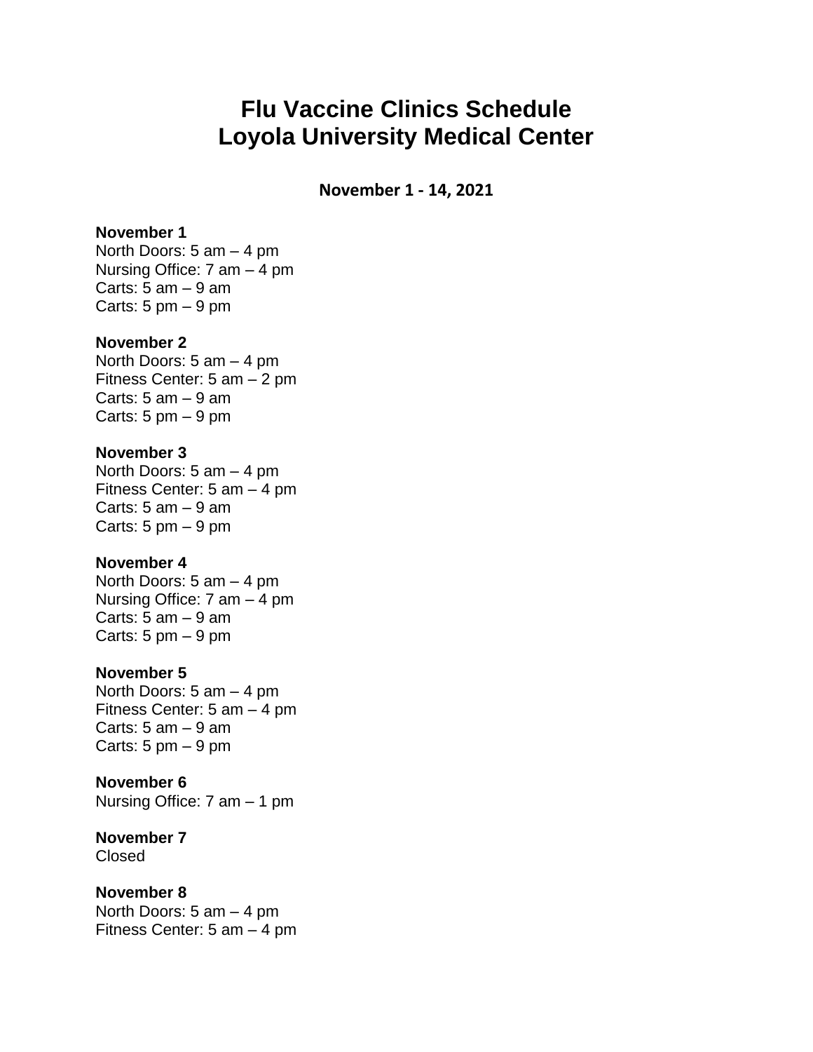# Flu Vaccine Clinics Schedule
# Loyola University Medical Center

**November 1 - 14, 2021**

**November 1**
North Doors: 5 am – 4 pm
Nursing Office: 7 am – 4 pm
Carts: 5 am – 9 am
Carts: 5 pm – 9 pm

**November 2**
North Doors: 5 am – 4 pm
Fitness Center: 5 am – 2 pm
Carts: 5 am – 9 am
Carts: 5 pm – 9 pm

**November 3**
North Doors: 5 am – 4 pm
Fitness Center: 5 am – 4 pm
Carts: 5 am – 9 am
Carts: 5 pm – 9 pm

**November 4**
North Doors: 5 am – 4 pm
Nursing Office: 7 am – 4 pm
Carts: 5 am – 9 am
Carts: 5 pm – 9 pm

**November 5**
North Doors: 5 am – 4 pm
Fitness Center: 5 am – 4 pm
Carts: 5 am – 9 am
Carts: 5 pm – 9 pm

**November 6**
Nursing Office: 7 am – 1 pm

**November 7**
Closed

**November 8**
North Doors: 5 am – 4 pm
Fitness Center: 5 am – 4 pm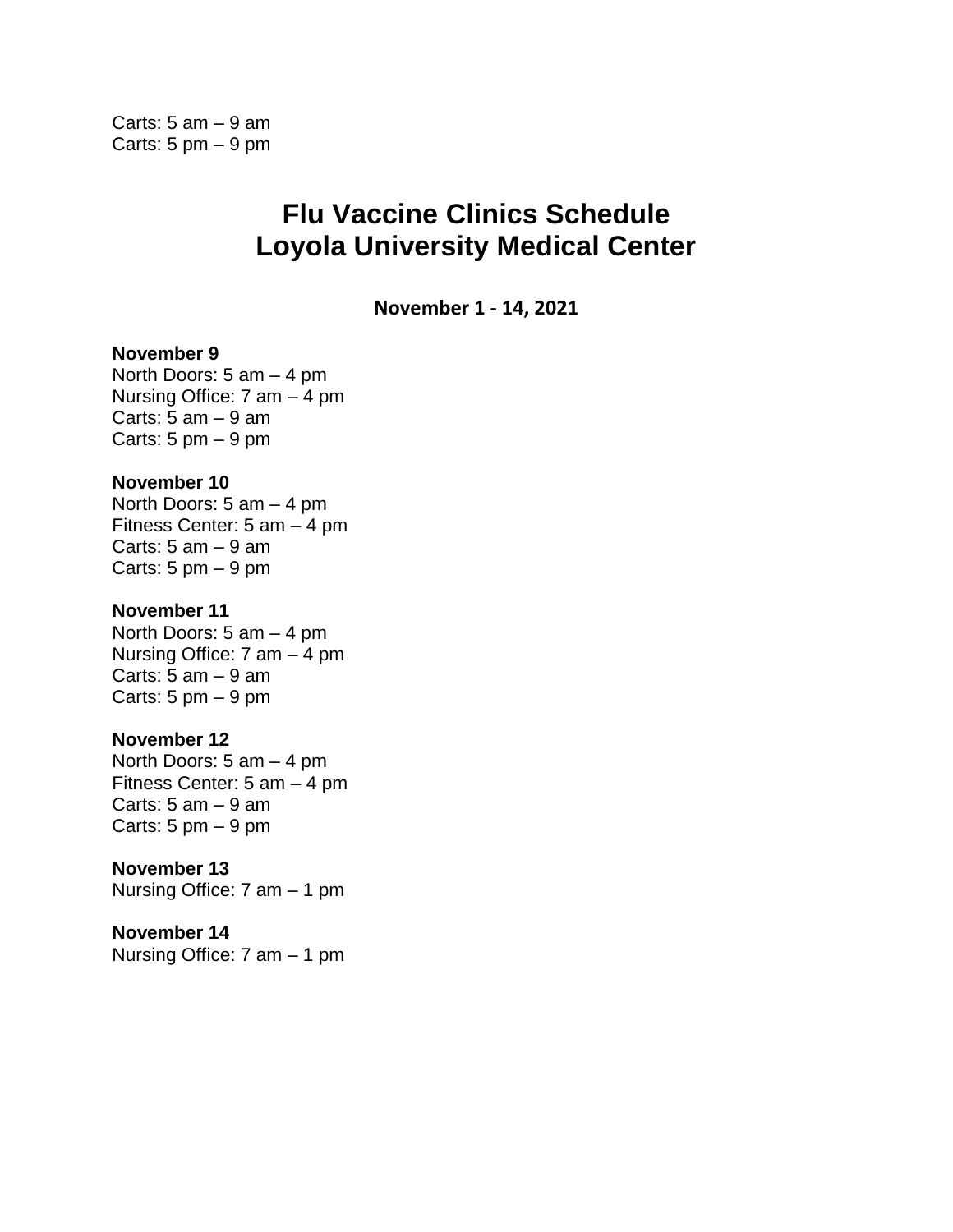Carts: 5 am – 9 am
Carts: 5 pm – 9 pm

# Flu Vaccine Clinics Schedule
# Loyola University Medical Center

**November 1 - 14, 2021**

**November 9**
North Doors: 5 am – 4 pm
Nursing Office: 7 am – 4 pm
Carts: 5 am – 9 am
Carts: 5 pm – 9 pm

**November 10**
North Doors: 5 am – 4 pm
Fitness Center: 5 am – 4 pm
Carts: 5 am – 9 am
Carts: 5 pm – 9 pm

**November 11**
North Doors: 5 am – 4 pm
Nursing Office: 7 am – 4 pm
Carts: 5 am – 9 am
Carts: 5 pm – 9 pm

**November 12**
North Doors: 5 am – 4 pm
Fitness Center: 5 am – 4 pm
Carts: 5 am – 9 am
Carts: 5 pm – 9 pm

**November 13**
Nursing Office: 7 am – 1 pm

**November 14**
Nursing Office: 7 am – 1 pm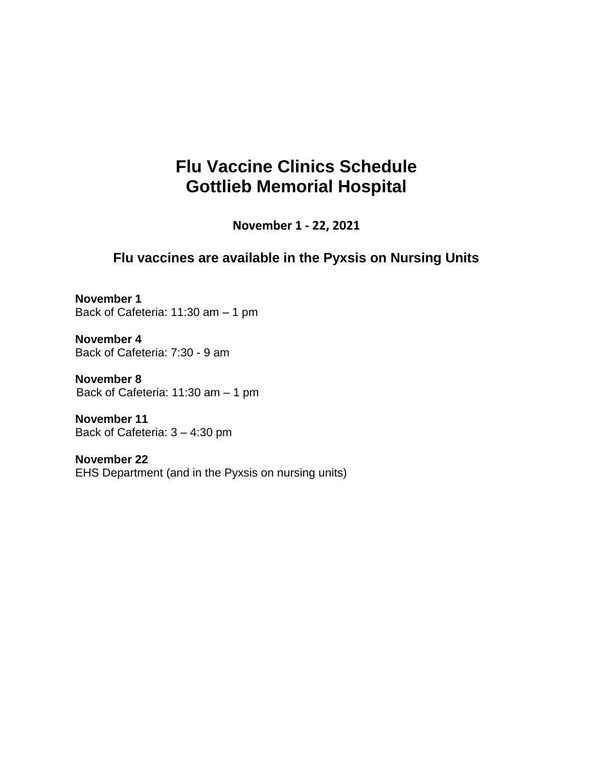# Flu Vaccine Clinics Schedule
# Gottlieb Memorial Hospital

**November 1 - 22, 2021**

### Flu vaccines are available in the Pyxsis on Nursing Units

**November 1**
Back of Cafeteria: 11:30 am – 1 pm

**November 4**
Back of Cafeteria: 7:30 - 9 am

**November 8**
Back of Cafeteria: 11:30 am – 1 pm

**November 11**
Back of Cafeteria: 3 – 4:30 pm

**November 22**
EHS Department (and in the Pyxsis on nursing units)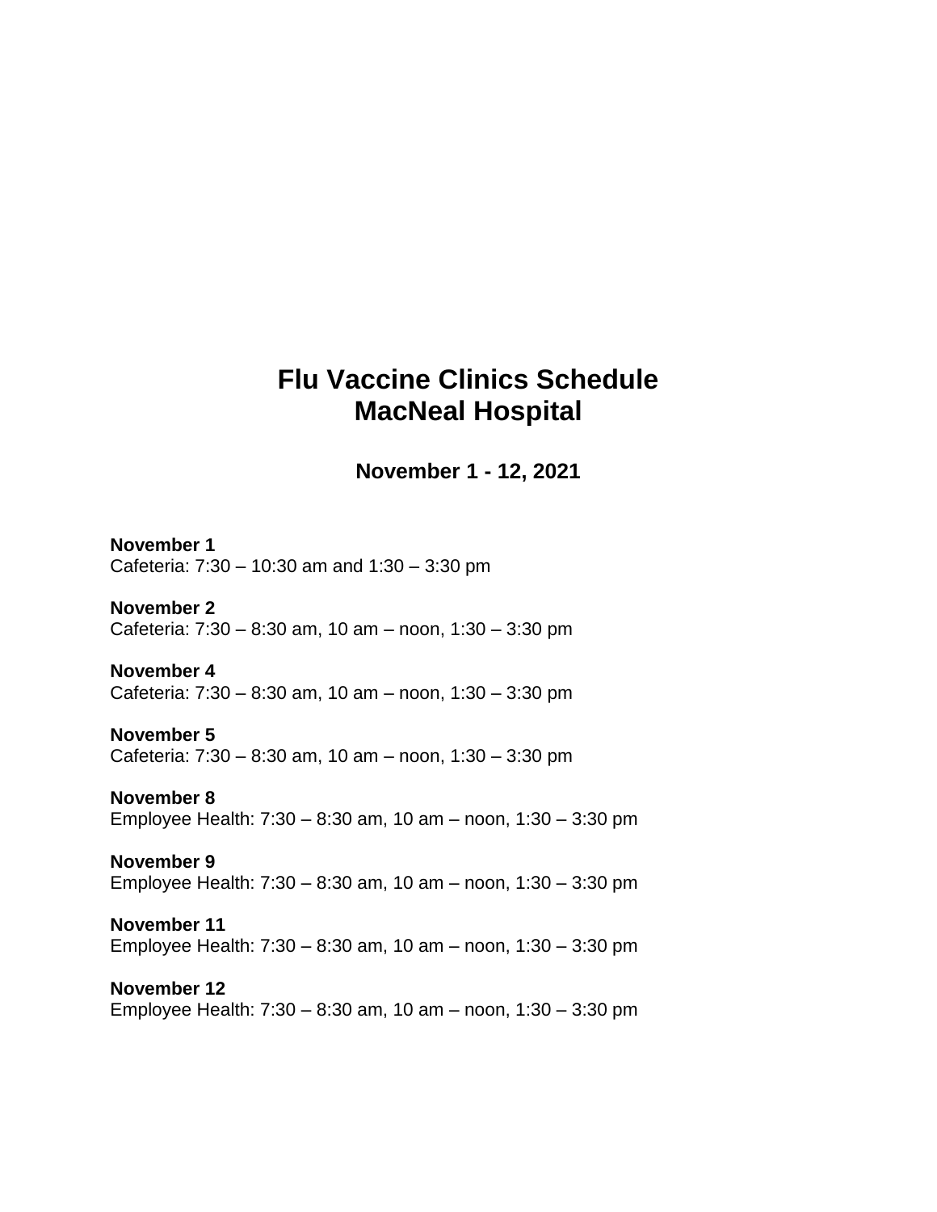# Flu Vaccine Clinics Schedule
# MacNeal Hospital

## November 1 - 12, 2021

**November 1**
Cafeteria: 7:30 – 10:30 am and 1:30 – 3:30 pm

**November 2**
Cafeteria: 7:30 – 8:30 am, 10 am – noon, 1:30 – 3:30 pm

**November 4**
Cafeteria: 7:30 – 8:30 am, 10 am – noon, 1:30 – 3:30 pm

**November 5**
Cafeteria: 7:30 – 8:30 am, 10 am – noon, 1:30 – 3:30 pm

**November 8**
Employee Health: 7:30 – 8:30 am, 10 am – noon, 1:30 – 3:30 pm

**November 9**
Employee Health: 7:30 – 8:30 am, 10 am – noon, 1:30 – 3:30 pm

**November 11**
Employee Health: 7:30 – 8:30 am, 10 am – noon, 1:30 – 3:30 pm

**November 12**
Employee Health: 7:30 – 8:30 am, 10 am – noon, 1:30 – 3:30 pm